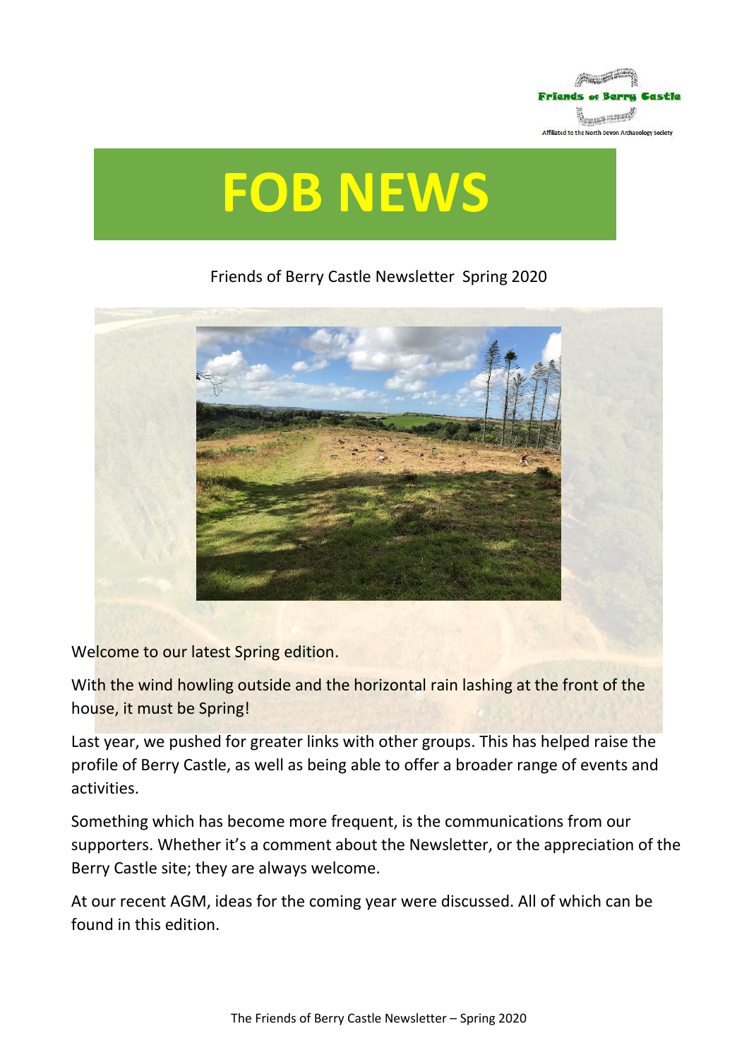Friends of Berry Castle

Affiliated to the North Devon Archaeology Society

# FOB NEWS

Friends of Berry Castle Newsletter Spring 2020

Welcome to our latest Spring edition.

With the wind howling outside and the horizontal rain lashing at the front of the house, it must be Spring!

Last year, we pushed for greater links with other groups. This has helped raise the profile of Berry Castle, as well as being able to offer a broader range of events and activities.

Something which has become more frequent, is the communications from our supporters. Whether it's a comment about the Newsletter, or the appreciation of the Berry Castle site; they are always welcome.

At our recent AGM, ideas for the coming year were discussed. All of which can be found in this edition.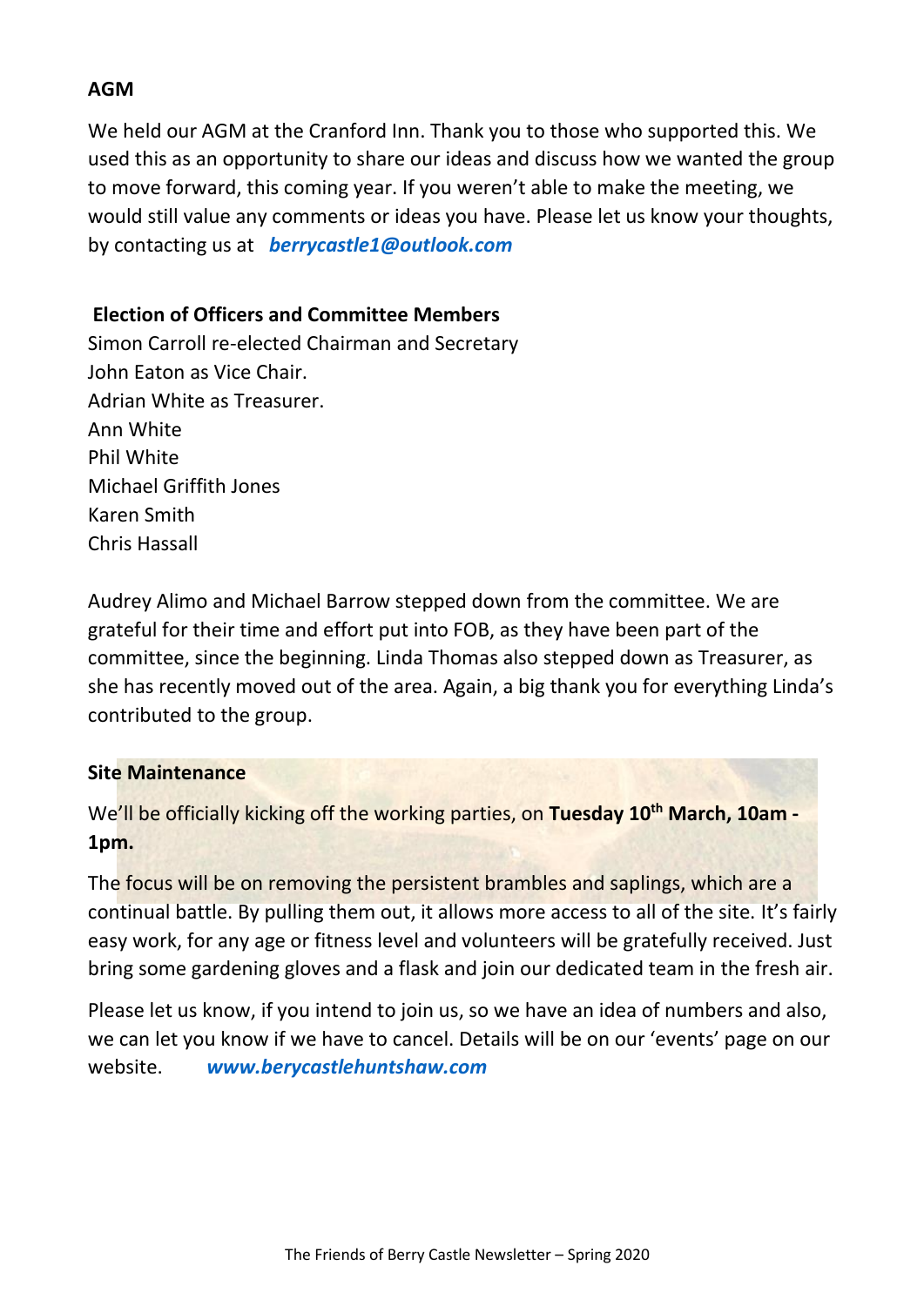## AGM

We held our AGM at the Cranford Inn. Thank you to those who supported this. We used this as an opportunity to share our ideas and discuss how we wanted the group to move forward, this coming year. If you weren't able to make the meeting, we would still value any comments or ideas you have. Please let us know your thoughts, by contacting us at ***berrycastle1@outlook.com***

## Election of Officers and Committee Members

Simon Carroll re-elected Chairman and Secretary
John Eaton as Vice Chair.
Adrian White as Treasurer.
Ann White
Phil White
Michael Griffith Jones
Karen Smith
Chris Hassall

Audrey Alimo and Michael Barrow stepped down from the committee. We are grateful for their time and effort put into FOB, as they have been part of the committee, since the beginning. Linda Thomas also stepped down as Treasurer, as she has recently moved out of the area. Again, a big thank you for everything Linda's contributed to the group.

## Site Maintenance

We'll be officially kicking off the working parties, on **Tuesday 10th March, 10am - 1pm.**

The focus will be on removing the persistent brambles and saplings, which are a continual battle. By pulling them out, it allows more access to all of the site. It's fairly easy work, for any age or fitness level and volunteers will be gratefully received. Just bring some gardening gloves and a flask and join our dedicated team in the fresh air.

Please let us know, if you intend to join us, so we have an idea of numbers and also, we can let you know if we have to cancel. Details will be on our 'events' page on our website. ***www.berycastlehuntshaw.com***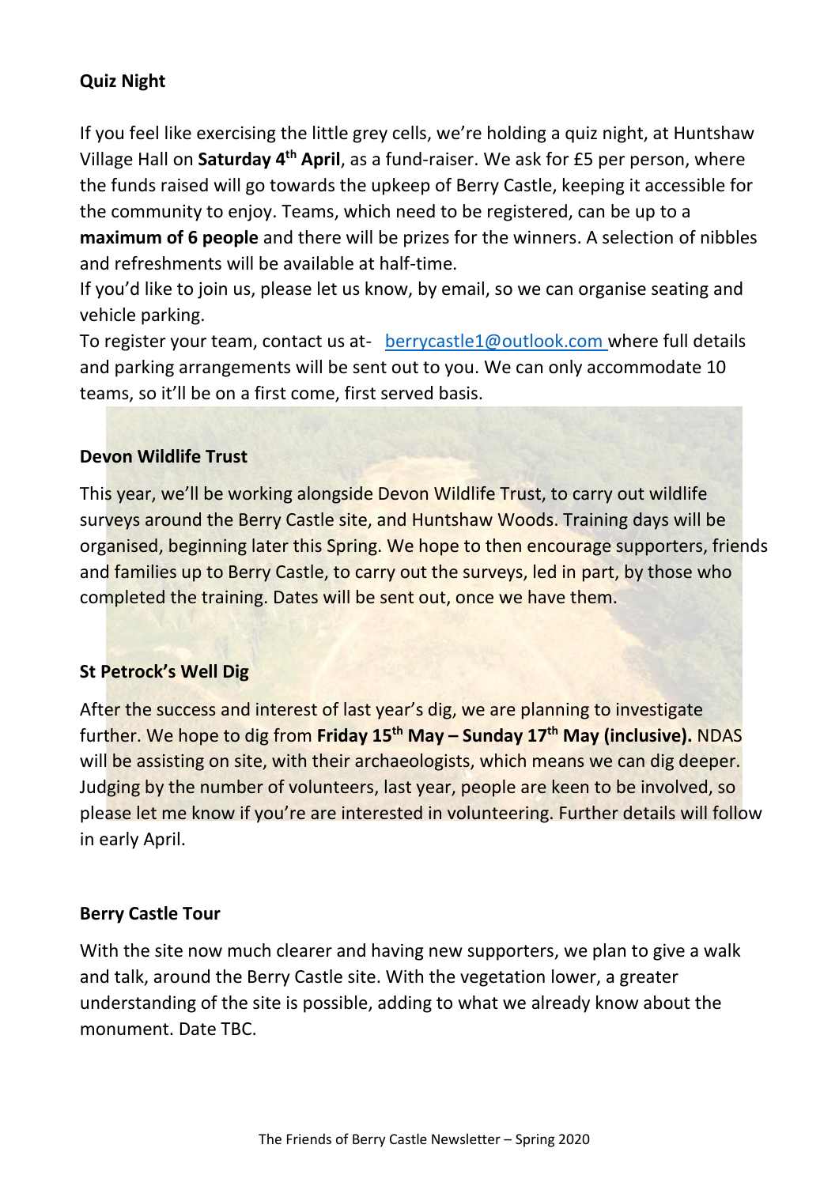## Quiz Night

If you feel like exercising the little grey cells, we're holding a quiz night, at Huntshaw Village Hall on **Saturday 4th April**, as a fund-raiser. We ask for £5 per person, where the funds raised will go towards the upkeep of Berry Castle, keeping it accessible for the community to enjoy. Teams, which need to be registered, can be up to a **maximum of 6 people** and there will be prizes for the winners. A selection of nibbles and refreshments will be available at half-time.

If you'd like to join us, please let us know, by email, so we can organise seating and vehicle parking.

To register your team, contact us at- berrycastle1@outlook.com where full details and parking arrangements will be sent out to you. We can only accommodate 10 teams, so it'll be on a first come, first served basis.

## Devon Wildlife Trust

This year, we'll be working alongside Devon Wildlife Trust, to carry out wildlife surveys around the Berry Castle site, and Huntshaw Woods. Training days will be organised, beginning later this Spring. We hope to then encourage supporters, friends and families up to Berry Castle, to carry out the surveys, led in part, by those who completed the training. Dates will be sent out, once we have them.

## St Petrock's Well Dig

After the success and interest of last year's dig, we are planning to investigate further. We hope to dig from **Friday 15th May – Sunday 17th May (inclusive).** NDAS will be assisting on site, with their archaeologists, which means we can dig deeper. Judging by the number of volunteers, last year, people are keen to be involved, so please let me know if you're are interested in volunteering. Further details will follow in early April.

## Berry Castle Tour

With the site now much clearer and having new supporters, we plan to give a walk and talk, around the Berry Castle site. With the vegetation lower, a greater understanding of the site is possible, adding to what we already know about the monument. Date TBC.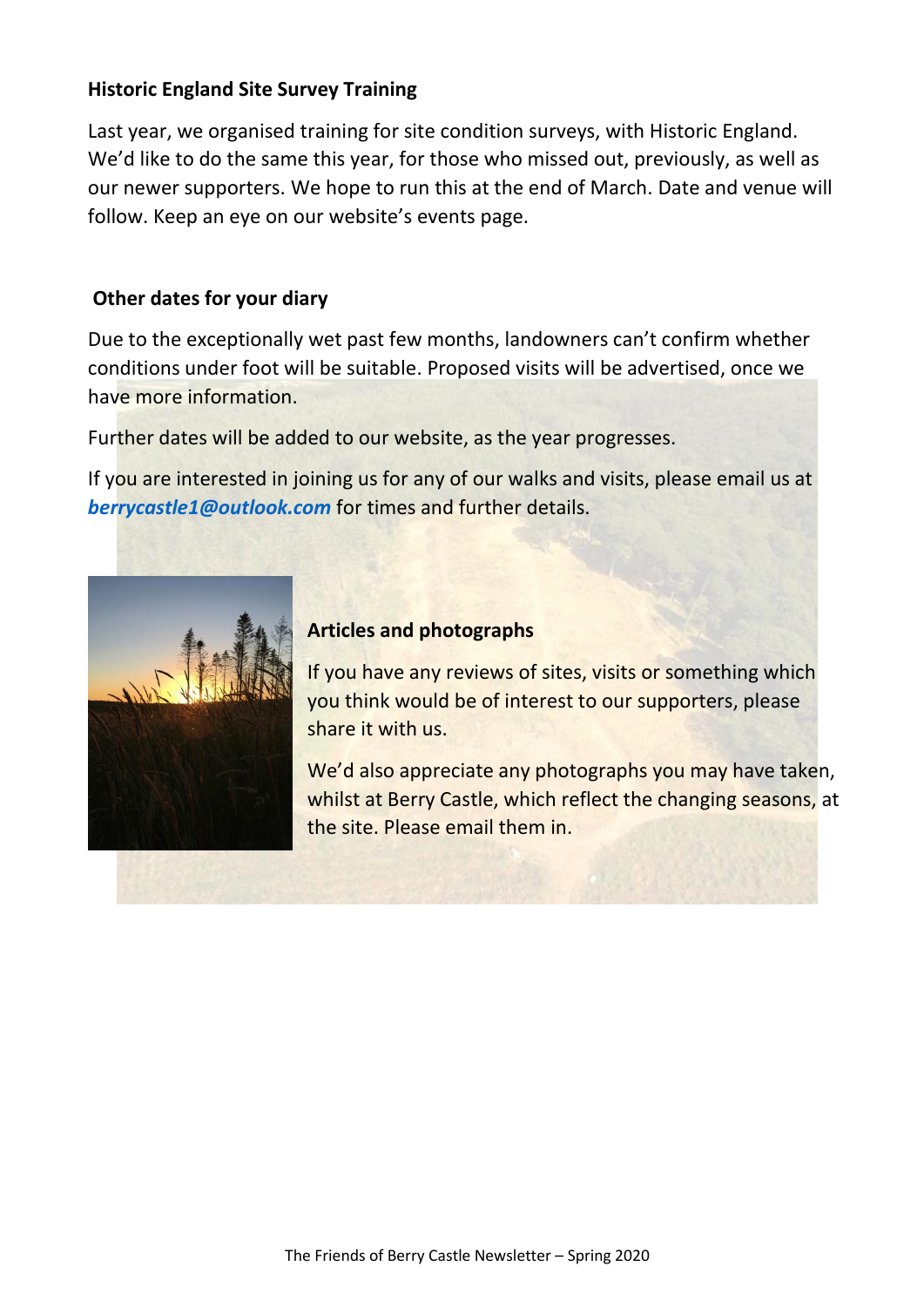## Historic England Site Survey Training

Last year, we organised training for site condition surveys, with Historic England. We'd like to do the same this year, for those who missed out, previously, as well as our newer supporters. We hope to run this at the end of March. Date and venue will follow. Keep an eye on our website's events page.

## Other dates for your diary

Due to the exceptionally wet past few months, landowners can't confirm whether conditions under foot will be suitable. Proposed visits will be advertised, once we have more information.

Further dates will be added to our website, as the year progresses.

If you are interested in joining us for any of our walks and visits, please email us at ***berrycastle1@outlook.com*** for times and further details.

## Articles and photographs

If you have any reviews of sites, visits or something which you think would be of interest to our supporters, please share it with us.

We'd also appreciate any photographs you may have taken, whilst at Berry Castle, which reflect the changing seasons, at the site. Please email them in.